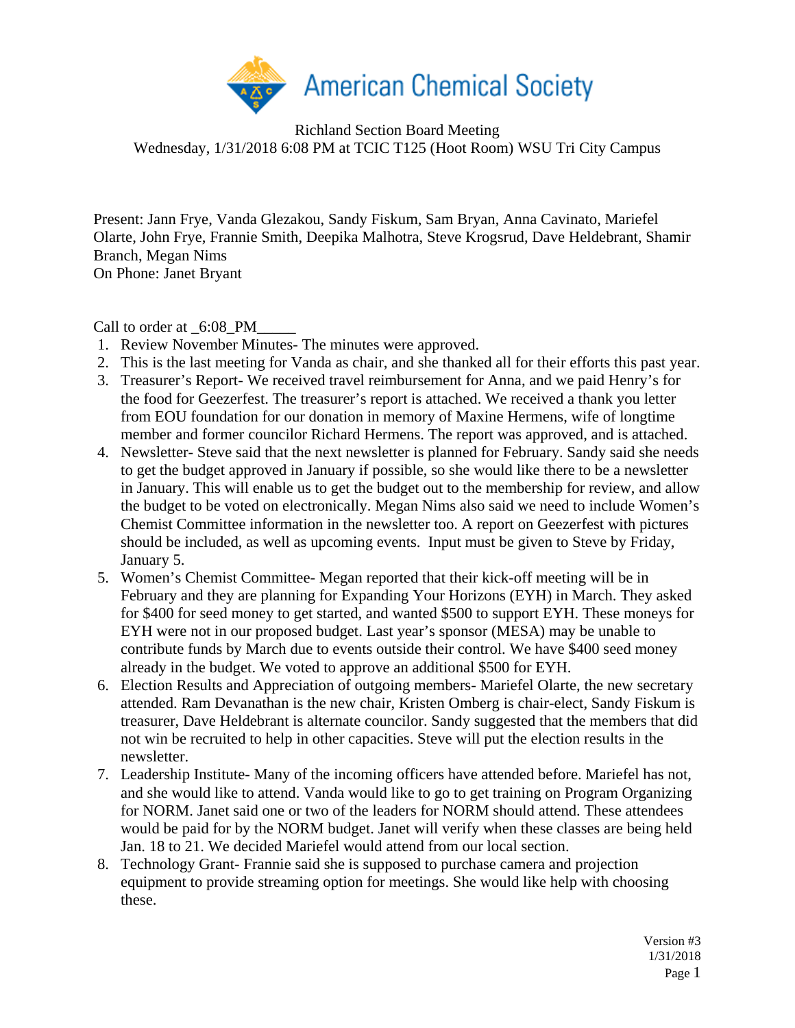American Chemical Society

Richland Section Board Meeting
Wednesday, 1/31/2018 6:08 PM at TCIC T125 (Hoot Room) WSU Tri City Campus

Present: Jann Frye, Vanda Glezakou, Sandy Fiskum, Sam Bryan, Anna Cavinato, Mariefel Olarte, John Frye, Frannie Smith, Deepika Malhotra, Steve Krogsrud, Dave Heldebrant, Shamir Branch, Megan Nims
On Phone: Janet Bryant

Call to order at _6:08_PM_____

1. Review November Minutes- The minutes were approved.
2. This is the last meeting for Vanda as chair, and she thanked all for their efforts this past year.
3. Treasurer's Report- We received travel reimbursement for Anna, and we paid Henry's for the food for Geezerfest. The treasurer's report is attached. We received a thank you letter from EOU foundation for our donation in memory of Maxine Hermens, wife of longtime member and former councilor Richard Hermens. The report was approved, and is attached.
4. Newsletter- Steve said that the next newsletter is planned for February. Sandy said she needs to get the budget approved in January if possible, so she would like there to be a newsletter in January. This will enable us to get the budget out to the membership for review, and allow the budget to be voted on electronically. Megan Nims also said we need to include Women's Chemist Committee information in the newsletter too. A report on Geezerfest with pictures should be included, as well as upcoming events. Input must be given to Steve by Friday, January 5.
5. Women's Chemist Committee- Megan reported that their kick-off meeting will be in February and they are planning for Expanding Your Horizons (EYH) in March. They asked for $400 for seed money to get started, and wanted $500 to support EYH. These moneys for EYH were not in our proposed budget. Last year's sponsor (MESA) may be unable to contribute funds by March due to events outside their control. We have $400 seed money already in the budget. We voted to approve an additional $500 for EYH.
6. Election Results and Appreciation of outgoing members- Mariefel Olarte, the new secretary attended. Ram Devanathan is the new chair, Kristen Omberg is chair-elect, Sandy Fiskum is treasurer, Dave Heldebrant is alternate councilor. Sandy suggested that the members that did not win be recruited to help in other capacities. Steve will put the election results in the newsletter.
7. Leadership Institute- Many of the incoming officers have attended before. Mariefel has not, and she would like to attend. Vanda would like to go to get training on Program Organizing for NORM. Janet said one or two of the leaders for NORM should attend. These attendees would be paid for by the NORM budget. Janet will verify when these classes are being held Jan. 18 to 21. We decided Mariefel would attend from our local section.
8. Technology Grant- Frannie said she is supposed to purchase camera and projection equipment to provide streaming option for meetings. She would like help with choosing these.

Version #3
1/31/2018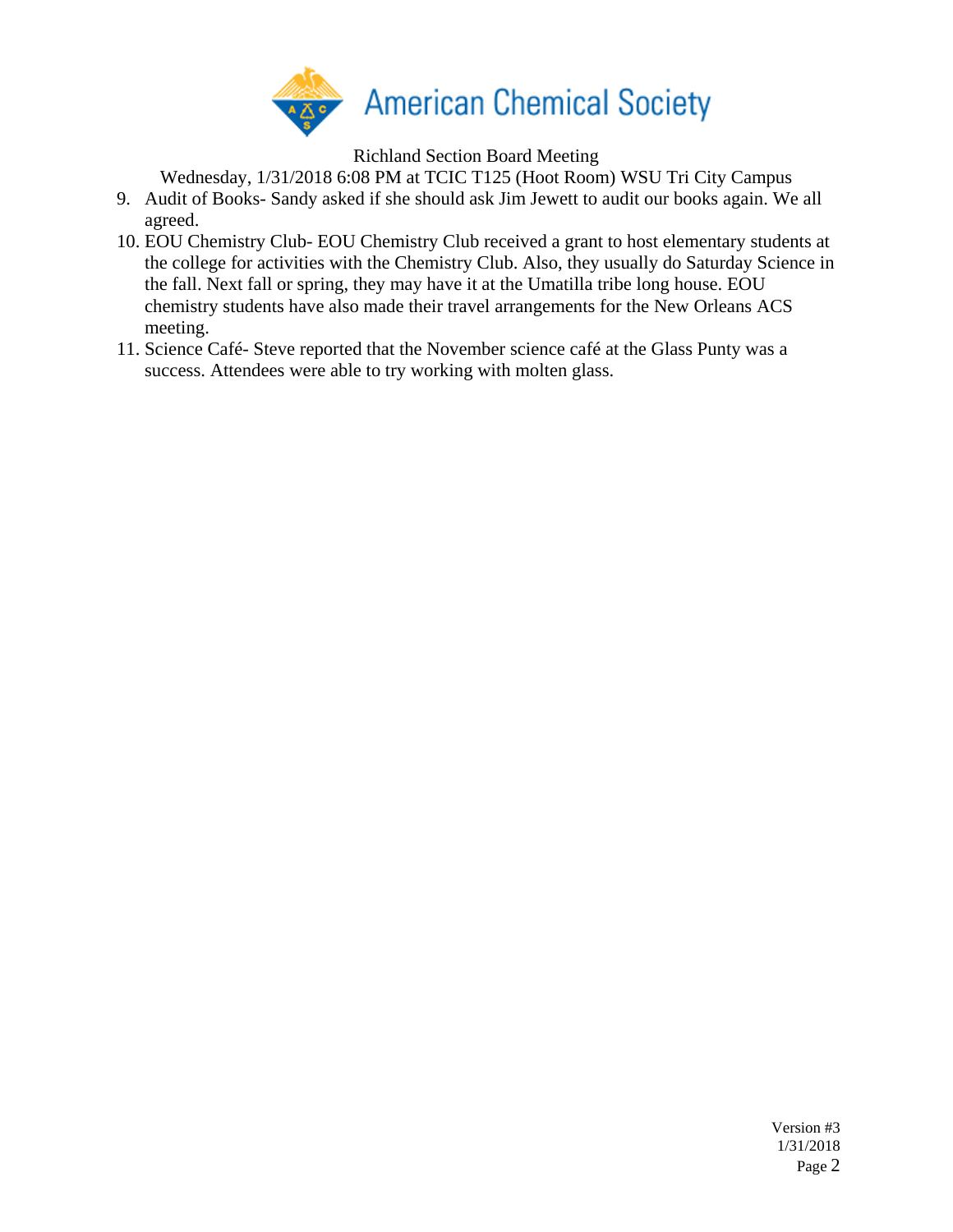Richland Section Board Meeting

Wednesday, 1/31/2018 6:08 PM at TCIC T125 (Hoot Room) WSU Tri City Campus

9. Audit of Books- Sandy asked if she should ask Jim Jewett to audit our books again. We all agreed.
10. EOU Chemistry Club- EOU Chemistry Club received a grant to host elementary students at the college for activities with the Chemistry Club. Also, they usually do Saturday Science in the fall. Next fall or spring, they may have it at the Umatilla tribe long house. EOU chemistry students have also made their travel arrangements for the New Orleans ACS meeting.
11. Science Café- Steve reported that the November science café at the Glass Punty was a success. Attendees were able to try working with molten glass.

Version #3
1/31/2018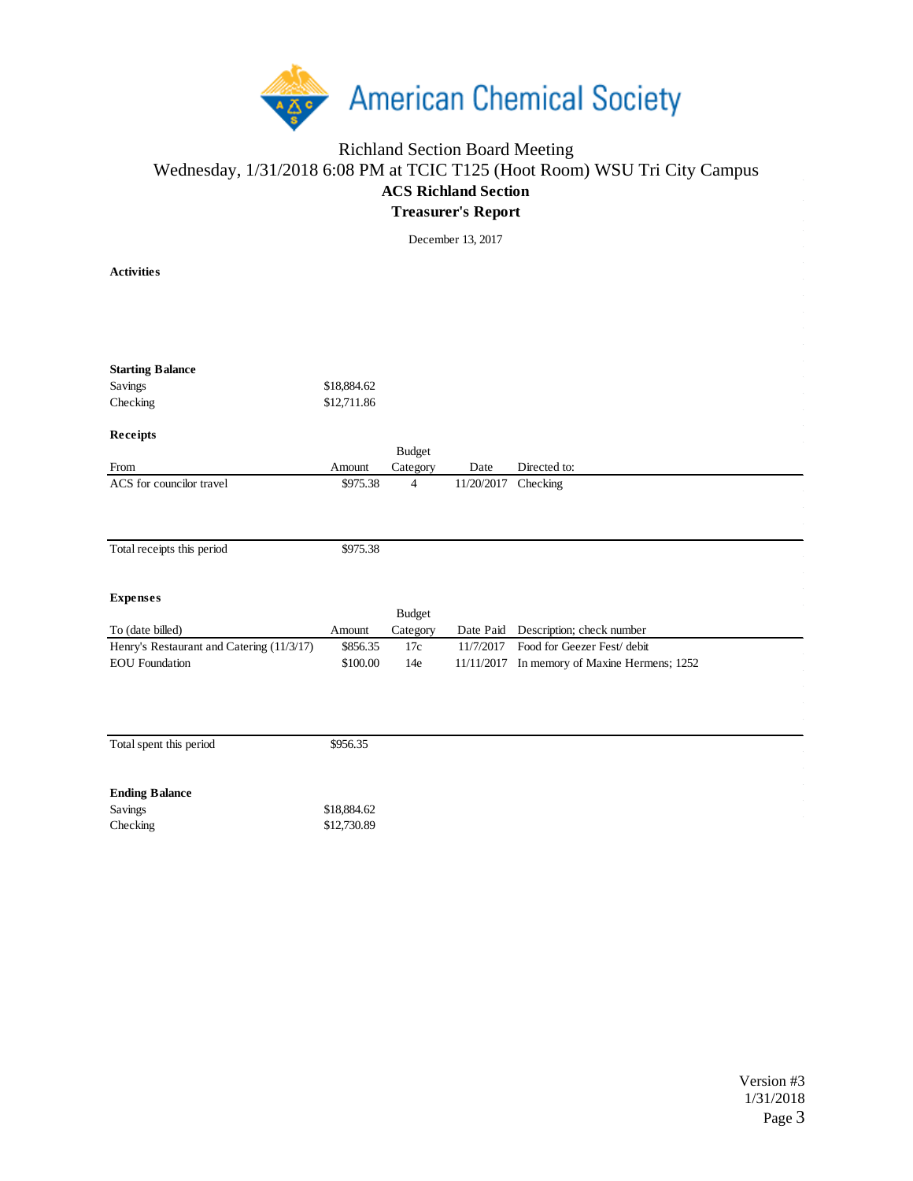American Chemical Society

Richland Section Board Meeting

Wednesday, 1/31/2018 6:08 PM at TCIC T125 (Hoot Room) WSU Tri City Campus

**ACS Richland Section**

**Treasurer's Report**

December 13, 2017

**Activities**

**Starting Balance**

| | |
|---|---|
| Savings | $18,884.62 |
| Checking | $12,711.86 |

**Receipts**

| From | Amount | Budget Category | Date | Directed to: |
|---|---|---|---|---|
| ACS for councilor travel | $975.38 | 4 | 11/20/2017 | Checking |
| Total receipts this period | $975.38 | | | |

**Expenses**

| To (date billed) | Amount | Budget Category | Date Paid | Description; check number |
|---|---|---|---|---|
| Henry's Restaurant and Catering (11/3/17) | $856.35 | 17c | 11/7/2017 | Food for Geezer Fest/ debit |
| EOU Foundation | $100.00 | 14e | 11/11/2017 | In memory of Maxine Hermens; 1252 |
| Total spent this period | $956.35 | | | |

**Ending Balance**

| | |
|---|---|
| Savings | $18,884.62 |
| Checking | $12,730.89 |

Version #3
1/31/2018